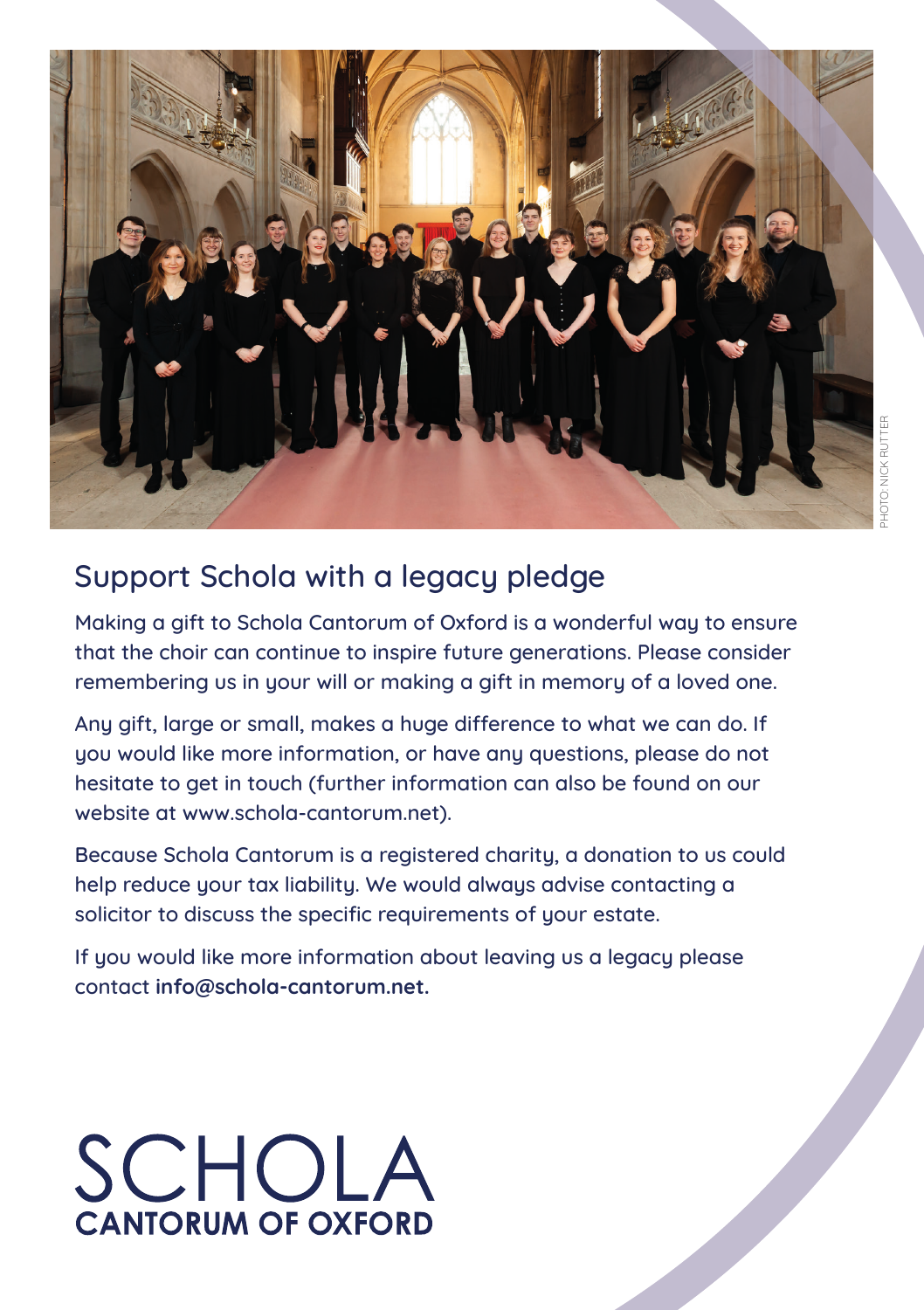PHOTO: NICK RUTTER

## Support Schola with a legacy pledge

Making a gift to Schola Cantorum of Oxford is a wonderful way to ensure that the choir can continue to inspire future generations. Please consider remembering us in your will or making a gift in memory of a loved one.

Any gift, large or small, makes a huge difference to what we can do. If you would like more information, or have any questions, please do not hesitate to get in touch (further information can also be found on our website at www.schola-cantorum.net).

Because Schola Cantorum is a registered charity, a donation to us could help reduce your tax liability. We would always advise contacting a solicitor to discuss the specific requirements of your estate.

If you would like more information about leaving us a legacy please contact **info@schola-cantorum.net.**

SCHOLA
**CANTORUM OF OXFORD**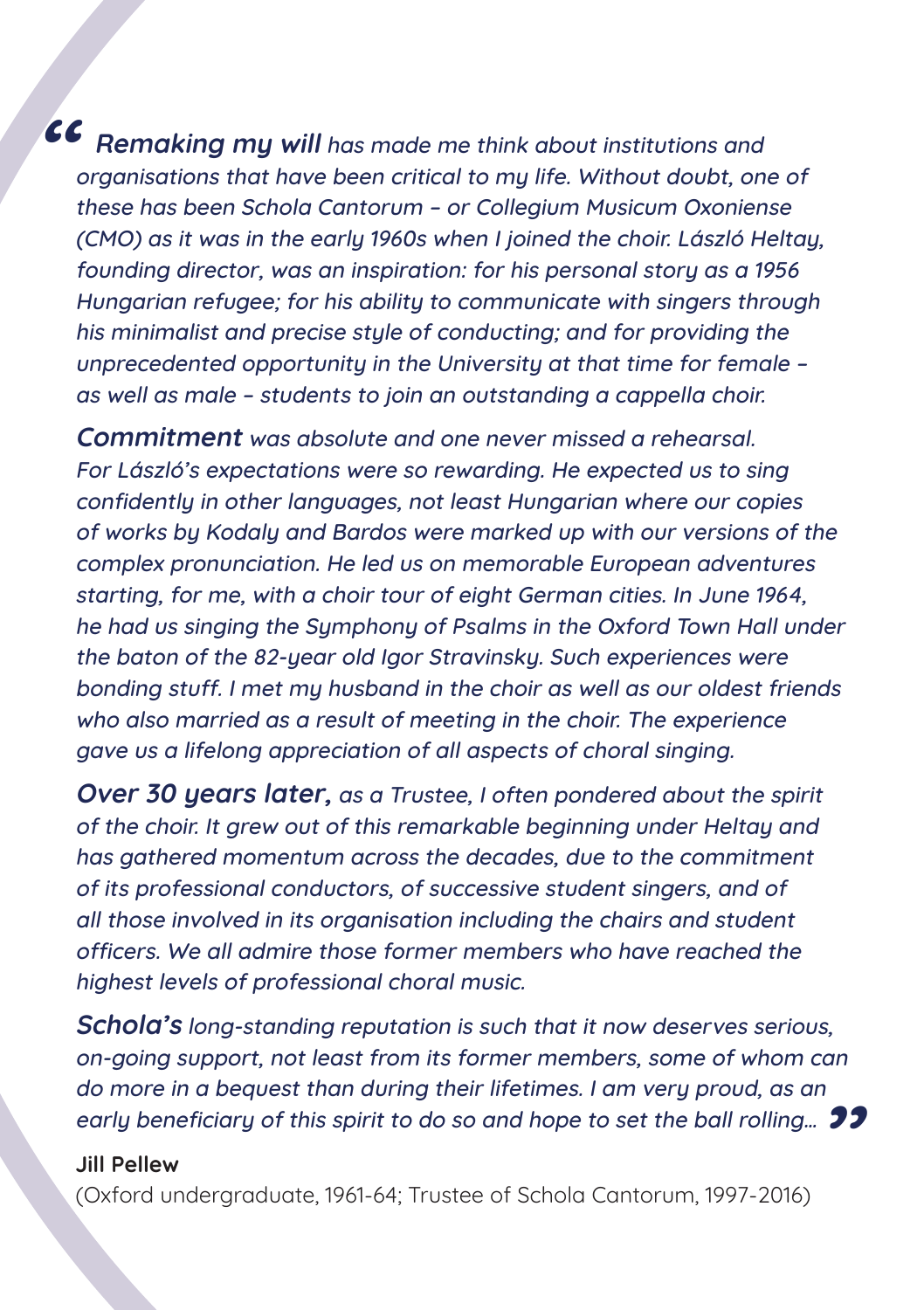*“* ***Remaking my will*** *has made me think about institutions and organisations that have been critical to my life. Without doubt, one of these has been Schola Cantorum – or Collegium Musicum Oxoniense (CMO) as it was in the early 1960s when I joined the choir. László Heltay, founding director, was an inspiration: for his personal story as a 1956 Hungarian refugee; for his ability to communicate with singers through his minimalist and precise style of conducting; and for providing the unprecedented opportunity in the University at that time for female – as well as male – students to join an outstanding a cappella choir.*

***Commitment*** *was absolute and one never missed a rehearsal. For László’s expectations were so rewarding. He expected us to sing confidently in other languages, not least Hungarian where our copies of works by Kodaly and Bardos were marked up with our versions of the complex pronunciation. He led us on memorable European adventures starting, for me, with a choir tour of eight German cities. In June 1964, he had us singing the Symphony of Psalms in the Oxford Town Hall under the baton of the 82-year old Igor Stravinsky. Such experiences were bonding stuff. I met my husband in the choir as well as our oldest friends who also married as a result of meeting in the choir. The experience gave us a lifelong appreciation of all aspects of choral singing.*

***Over 30 years later,*** *as a Trustee, I often pondered about the spirit of the choir. It grew out of this remarkable beginning under Heltay and has gathered momentum across the decades, due to the commitment of its professional conductors, of successive student singers, and of all those involved in its organisation including the chairs and student officers. We all admire those former members who have reached the highest levels of professional choral music.*

***Schola’s*** *long-standing reputation is such that it now deserves serious, on-going support, not least from its former members, some of whom can do more in a bequest than during their lifetimes. I am very proud, as an early beneficiary of this spirit to do so and hope to set the ball rolling…* *”*

**Jill Pellew**

(Oxford undergraduate, 1961-64; Trustee of Schola Cantorum, 1997-2016)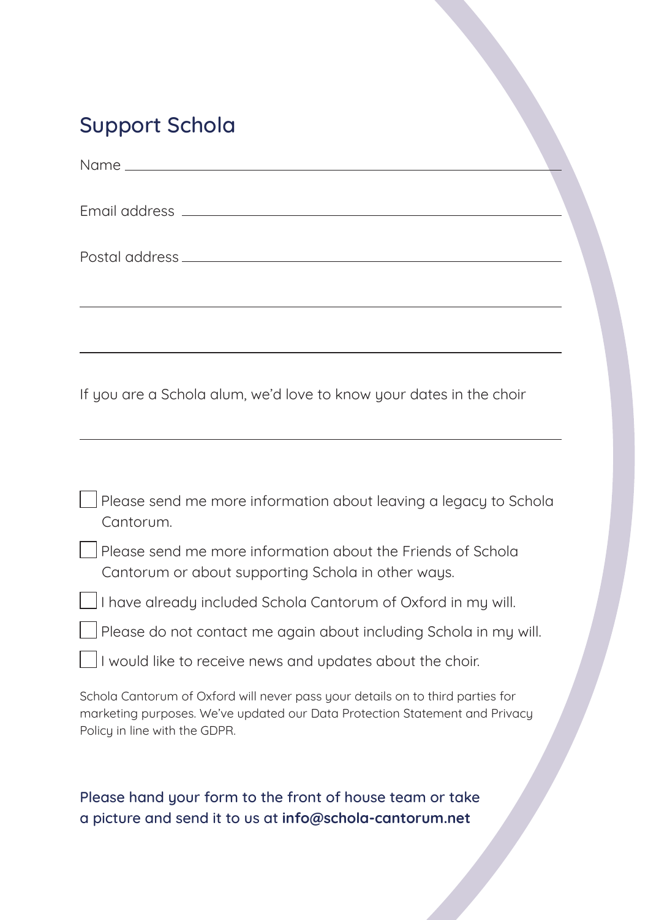## Support Schola

Name ______________________________

Email address ______________________________

Postal address ______________________________

______________________________

______________________________

If you are a Schola alum, we'd love to know your dates in the choir

______________________________

- [ ] Please send me more information about leaving a legacy to Schola Cantorum.
- [ ] Please send me more information about the Friends of Schola Cantorum or about supporting Schola in other ways.
- [ ] I have already included Schola Cantorum of Oxford in my will.
- [ ] Please do not contact me again about including Schola in my will.
- [ ] I would like to receive news and updates about the choir.

Schola Cantorum of Oxford will never pass your details on to third parties for marketing purposes. We've updated our Data Protection Statement and Privacy Policy in line with the GDPR.

Please hand your form to the front of house team or take a picture and send it to us at **info@schola-cantorum.net**